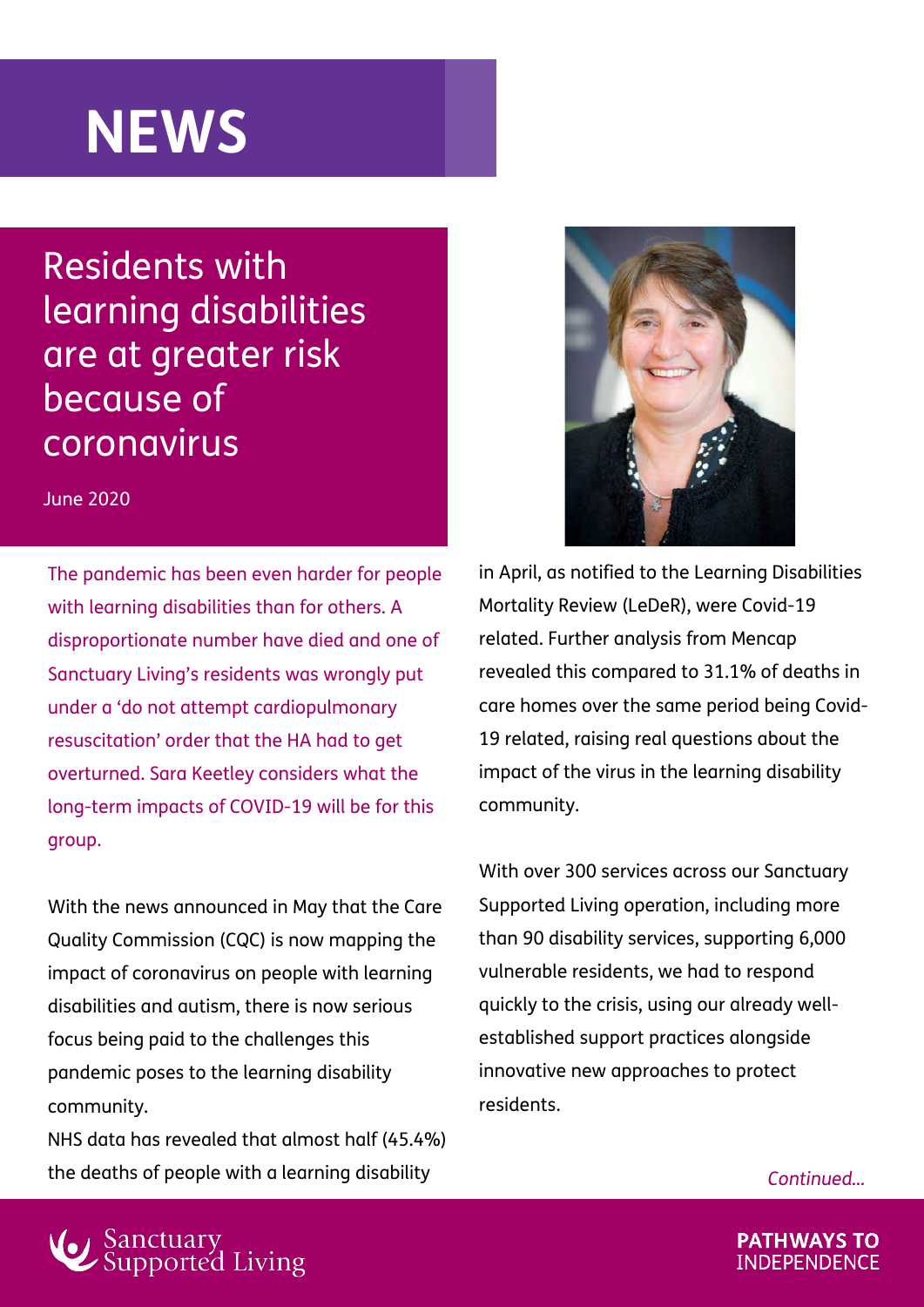# NEWS

## Residents with learning disabilities are at greater risk because of coronavirus

June 2020

The pandemic has been even harder for people with learning disabilities than for others. A disproportionate number have died and one of Sanctuary Living's residents was wrongly put under a 'do not attempt cardiopulmonary resuscitation' order that the HA had to get overturned. Sara Keetley considers what the long-term impacts of COVID-19 will be for this group.

With the news announced in May that the Care Quality Commission (CQC) is now mapping the impact of coronavirus on people with learning disabilities and autism, there is now serious focus being paid to the challenges this pandemic poses to the learning disability community.

NHS data has revealed that almost half (45.4%) the deaths of people with a learning disability in April, as notified to the Learning Disabilities Mortality Review (LeDeR), were Covid-19 related. Further analysis from Mencap revealed this compared to 31.1% of deaths in care homes over the same period being Covid-19 related, raising real questions about the impact of the virus in the learning disability community.

With over 300 services across our Sanctuary Supported Living operation, including more than 90 disability services, supporting 6,000 vulnerable residents, we had to respond quickly to the crisis, using our already well-established support practices alongside innovative new approaches to protect residents.

*Continued...*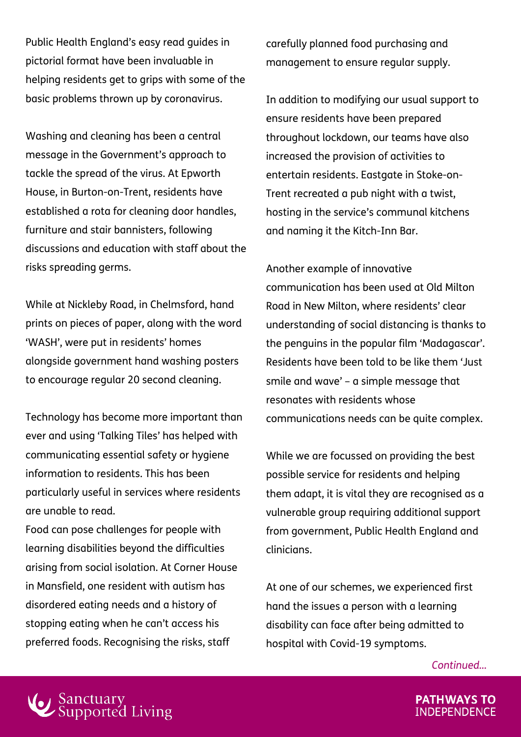Public Health England's easy read guides in pictorial format have been invaluable in helping residents get to grips with some of the basic problems thrown up by coronavirus.

Washing and cleaning has been a central message in the Government's approach to tackle the spread of the virus. At Epworth House, in Burton-on-Trent, residents have established a rota for cleaning door handles, furniture and stair bannisters, following discussions and education with staff about the risks spreading germs.

While at Nickleby Road, in Chelmsford, hand prints on pieces of paper, along with the word 'WASH', were put in residents' homes alongside government hand washing posters to encourage regular 20 second cleaning.

Technology has become more important than ever and using 'Talking Tiles' has helped with communicating essential safety or hygiene information to residents. This has been particularly useful in services where residents are unable to read.

Food can pose challenges for people with learning disabilities beyond the difficulties arising from social isolation. At Corner House in Mansfield, one resident with autism has disordered eating needs and a history of stopping eating when he can't access his preferred foods. Recognising the risks, staff carefully planned food purchasing and management to ensure regular supply.

In addition to modifying our usual support to ensure residents have been prepared throughout lockdown, our teams have also increased the provision of activities to entertain residents. Eastgate in Stoke-on-Trent recreated a pub night with a twist, hosting in the service's communal kitchens and naming it the Kitch-Inn Bar.

Another example of innovative communication has been used at Old Milton Road in New Milton, where residents' clear understanding of social distancing is thanks to the penguins in the popular film 'Madagascar'. Residents have been told to be like them 'Just smile and wave' – a simple message that resonates with residents whose communications needs can be quite complex.

While we are focussed on providing the best possible service for residents and helping them adapt, it is vital they are recognised as a vulnerable group requiring additional support from government, Public Health England and clinicians.

At one of our schemes, we experienced first hand the issues a person with a learning disability can face after being admitted to hospital with Covid-19 symptoms.

*Continued...*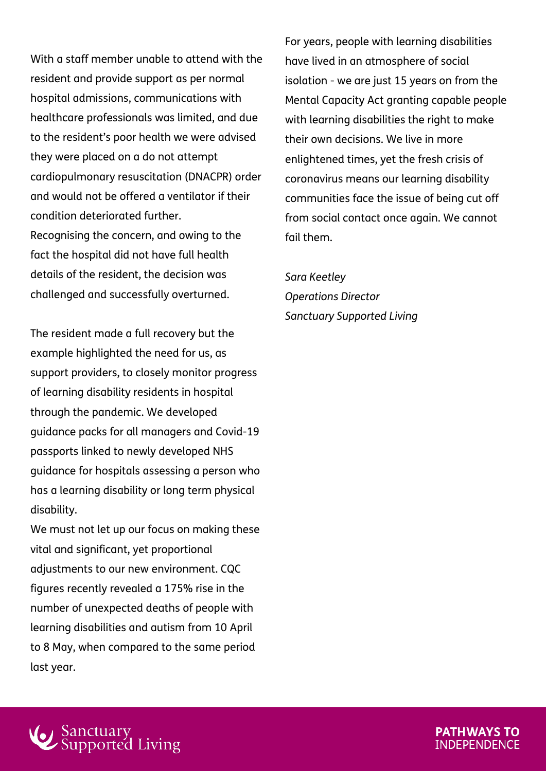With a staff member unable to attend with the resident and provide support as per normal hospital admissions, communications with healthcare professionals was limited, and due to the resident's poor health we were advised they were placed on a do not attempt cardiopulmonary resuscitation (DNACPR) order and would not be offered a ventilator if their condition deteriorated further.
Recognising the concern, and owing to the fact the hospital did not have full health details of the resident, the decision was challenged and successfully overturned.

The resident made a full recovery but the example highlighted the need for us, as support providers, to closely monitor progress of learning disability residents in hospital through the pandemic. We developed guidance packs for all managers and Covid-19 passports linked to newly developed NHS guidance for hospitals assessing a person who has a learning disability or long term physical disability.
We must not let up our focus on making these vital and significant, yet proportional adjustments to our new environment. CQC figures recently revealed a 175% rise in the number of unexpected deaths of people with learning disabilities and autism from 10 April to 8 May, when compared to the same period last year.

For years, people with learning disabilities have lived in an atmosphere of social isolation - we are just 15 years on from the Mental Capacity Act granting capable people with learning disabilities the right to make their own decisions. We live in more enlightened times, yet the fresh crisis of coronavirus means our learning disability communities face the issue of being cut off from social contact once again. We cannot fail them.

*Sara Keetley*
*Operations Director*
*Sanctuary Supported Living*